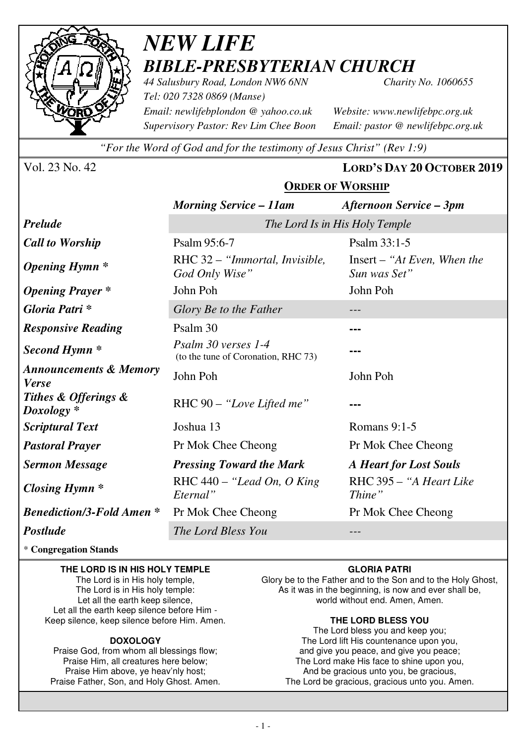# *NEW LIFE*
## *BIBLE-PRESBYTERIAN CHURCH*

*44 Salusbury Road, London NW6 6NN* *Charity No. 1060655*
*Tel: 020 7328 0869 (Manse)*
*Email: newlifebplondon @ yahoo.co.uk* *Website: www.newlifebpc.org.uk*
*Supervisory Pastor: Rev Lim Chee Boon* *Email: pastor @ newlifebpc.org.uk*

*"For the Word of God and for the testimony of Jesus Christ" (Rev 1:9)*

Vol. 23 No. 42 **LORD'S DAY 20 OCTOBER 2019**

### ORDER OF WORSHIP

| | *Morning Service – 11am* | *Afternoon Service – 3pm* |
|---|---|---|
| ***Prelude*** | *The Lord Is in His Holy Temple* | |
| ***Call to Worship*** | Psalm 95:6-7 | Psalm 33:1-5 |
| ***Opening Hymn \**** | RHC 32 – *"Immortal, Invisible, God Only Wise"* | Insert – *"At Even, When the Sun was Set"* |
| ***Opening Prayer \**** | John Poh | John Poh |
| ***Gloria Patri \**** | *Glory Be to the Father* | --- |
| ***Responsive Reading*** | Psalm 30 | --- |
| ***Second Hymn \**** | *Psalm 30 verses 1-4* (to the tune of Coronation, RHC 73) | --- |
| ***Announcements & Memory Verse*** | John Poh | John Poh |
| ***Tithes & Offerings & Doxology \**** | RHC 90 – *"Love Lifted me"* | --- |
| ***Scriptural Text*** | Joshua 13 | Romans 9:1-5 |
| ***Pastoral Prayer*** | Pr Mok Chee Cheong | Pr Mok Chee Cheong |
| ***Sermon Message*** | ***Pressing Toward the Mark*** | ***A Heart for Lost Souls*** |
| ***Closing Hymn \**** | RHC 440 – *"Lead On, O King Eternal"* | RHC 395 – *"A Heart Like Thine"* |
| ***Benediction/3-Fold Amen \**** | Pr Mok Chee Cheong | Pr Mok Chee Cheong |
| ***Postlude*** | *The Lord Bless You* | --- |

\* **Congregation Stands**

**THE LORD IS IN HIS HOLY TEMPLE**
The Lord is in His holy temple,
The Lord is in His holy temple:
Let all the earth keep silence,
Let all the earth keep silence before Him -
Keep silence, keep silence before Him. Amen.

**DOXOLOGY**
Praise God, from whom all blessings flow;
Praise Him, all creatures here below;
Praise Him above, ye heav'nly host;
Praise Father, Son, and Holy Ghost. Amen.

**GLORIA PATRI**
Glory be to the Father and to the Son and to the Holy Ghost,
As it was in the beginning, is now and ever shall be,
world without end. Amen, Amen.

**THE LORD BLESS YOU**
The Lord bless you and keep you;
The Lord lift His countenance upon you,
and give you peace, and give you peace;
The Lord make His face to shine upon you,
And be gracious unto you, be gracious,
The Lord be gracious, gracious unto you. Amen.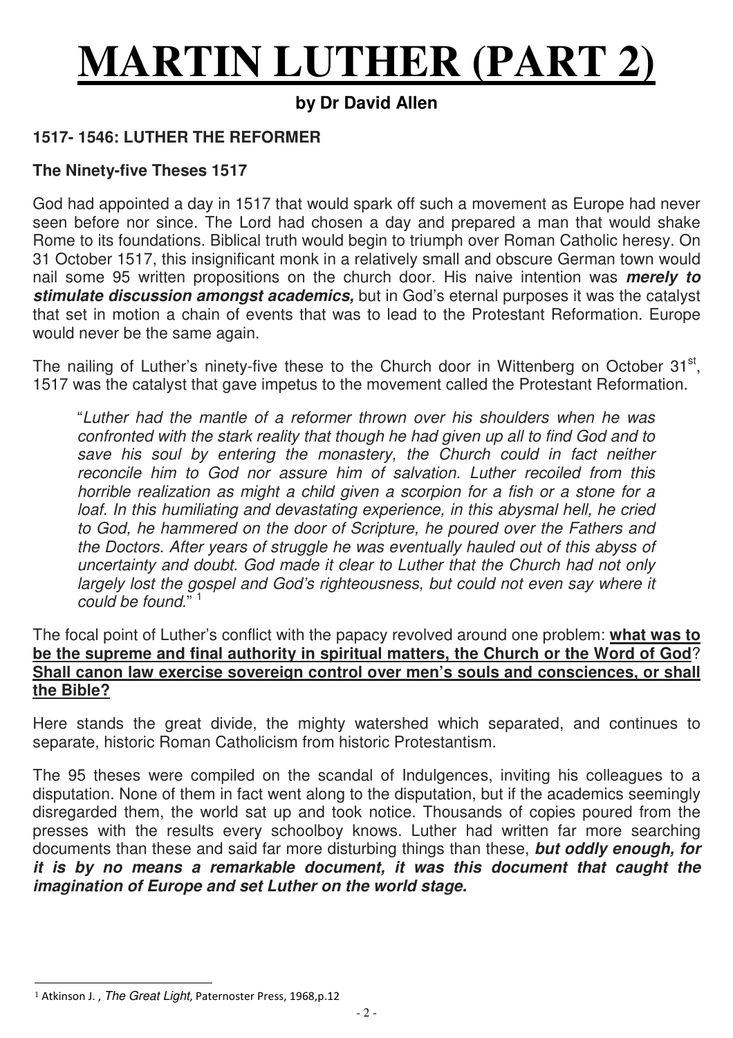# MARTIN LUTHER (PART 2)

**by Dr David Allen**

**1517- 1546: LUTHER THE REFORMER**

**The Ninety-five Theses 1517**

God had appointed a day in 1517 that would spark off such a movement as Europe had never seen before nor since. The Lord had chosen a day and prepared a man that would shake Rome to its foundations. Biblical truth would begin to triumph over Roman Catholic heresy. On 31 October 1517, this insignificant monk in a relatively small and obscure German town would nail some 95 written propositions on the church door. His naive intention was ***merely to stimulate discussion amongst academics,*** but in God's eternal purposes it was the catalyst that set in motion a chain of events that was to lead to the Protestant Reformation. Europe would never be the same again.

The nailing of Luther's ninety-five these to the Church door in Wittenberg on October 31st, 1517 was the catalyst that gave impetus to the movement called the Protestant Reformation.

> "*Luther had the mantle of a reformer thrown over his shoulders when he was confronted with the stark reality that though he had given up all to find God and to save his soul by entering the monastery, the Church could in fact neither reconcile him to God nor assure him of salvation. Luther recoiled from this horrible realization as might a child given a scorpion for a fish or a stone for a loaf. In this humiliating and devastating experience, in this abysmal hell, he cried to God, he hammered on the door of Scripture, he poured over the Fathers and the Doctors. After years of struggle he was eventually hauled out of this abyss of uncertainty and doubt. God made it clear to Luther that the Church had not only largely lost the gospel and God's righteousness, but could not even say where it could be found.*" [1]

The focal point of Luther's conflict with the papacy revolved around one problem: **what was to be the supreme and final authority in spiritual matters, the Church or the Word of God**? **Shall canon law exercise sovereign control over men's souls and consciences, or shall the Bible?**

Here stands the great divide, the mighty watershed which separated, and continues to separate, historic Roman Catholicism from historic Protestantism.

The 95 theses were compiled on the scandal of Indulgences, inviting his colleagues to a disputation. None of them in fact went along to the disputation, but if the academics seemingly disregarded them, the world sat up and took notice. Thousands of copies poured from the presses with the results every schoolboy knows. Luther had written far more searching documents than these and said far more disturbing things than these, ***but oddly enough, for it is by no means a remarkable document, it was this document that caught the imagination of Europe and set Luther on the world stage.***

---

[1] Atkinson J. , *The Great Light*, Paternoster Press, 1968,p.12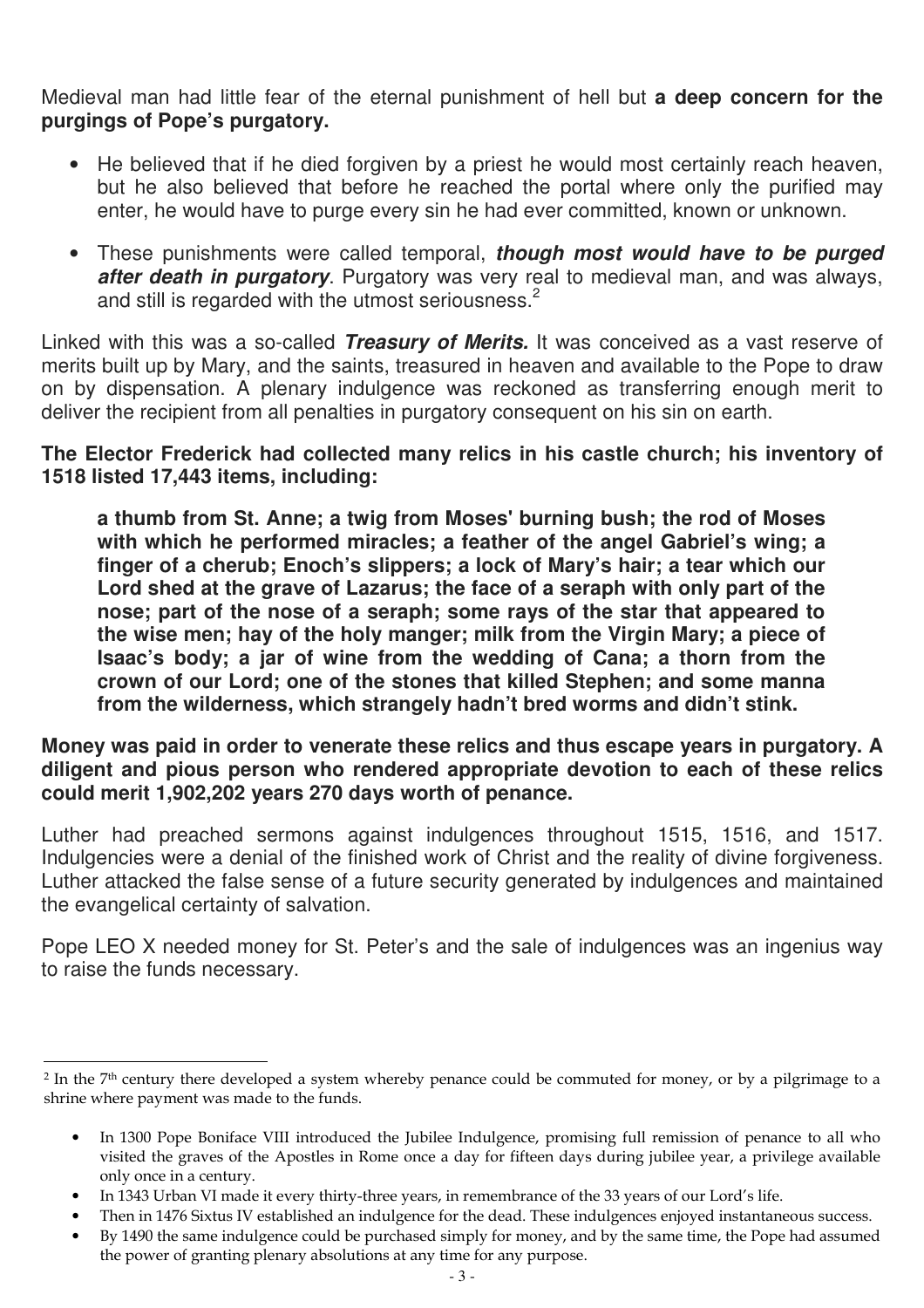Medieval man had little fear of the eternal punishment of hell but **a deep concern for the purgings of Pope's purgatory.**

- He believed that if he died forgiven by a priest he would most certainly reach heaven, but he also believed that before he reached the portal where only the purified may enter, he would have to purge every sin he had ever committed, known or unknown.
- These punishments were called temporal, ***though most would have to be purged after death in purgatory***. Purgatory was very real to medieval man, and was always, and still is regarded with the utmost seriousness.[2]

Linked with this was a so-called ***Treasury of Merits.*** It was conceived as a vast reserve of merits built up by Mary, and the saints, treasured in heaven and available to the Pope to draw on by dispensation. A plenary indulgence was reckoned as transferring enough merit to deliver the recipient from all penalties in purgatory consequent on his sin on earth.

**The Elector Frederick had collected many relics in his castle church; his inventory of 1518 listed 17,443 items, including:**

> **a thumb from St. Anne; a twig from Moses' burning bush; the rod of Moses with which he performed miracles; a feather of the angel Gabriel's wing; a finger of a cherub; Enoch's slippers; a lock of Mary's hair; a tear which our Lord shed at the grave of Lazarus; the face of a seraph with only part of the nose; part of the nose of a seraph; some rays of the star that appeared to the wise men; hay of the holy manger; milk from the Virgin Mary; a piece of Isaac's body; a jar of wine from the wedding of Cana; a thorn from the crown of our Lord; one of the stones that killed Stephen; and some manna from the wilderness, which strangely hadn't bred worms and didn't stink.**

**Money was paid in order to venerate these relics and thus escape years in purgatory. A diligent and pious person who rendered appropriate devotion to each of these relics could merit 1,902,202 years 270 days worth of penance.**

Luther had preached sermons against indulgences throughout 1515, 1516, and 1517. Indulgencies were a denial of the finished work of Christ and the reality of divine forgiveness. Luther attacked the false sense of a future security generated by indulgences and maintained the evangelical certainty of salvation.

Pope LEO X needed money for St. Peter's and the sale of indulgences was an ingenius way to raise the funds necessary.

---

[2] In the 7th century there developed a system whereby penance could be commuted for money, or by a pilgrimage to a shrine where payment was made to the funds.

- In 1300 Pope Boniface VIII introduced the Jubilee Indulgence, promising full remission of penance to all who visited the graves of the Apostles in Rome once a day for fifteen days during jubilee year, a privilege available only once in a century.
- In 1343 Urban VI made it every thirty-three years, in remembrance of the 33 years of our Lord's life.
- Then in 1476 Sixtus IV established an indulgence for the dead. These indulgences enjoyed instantaneous success.
- By 1490 the same indulgence could be purchased simply for money, and by the same time, the Pope had assumed the power of granting plenary absolutions at any time for any purpose.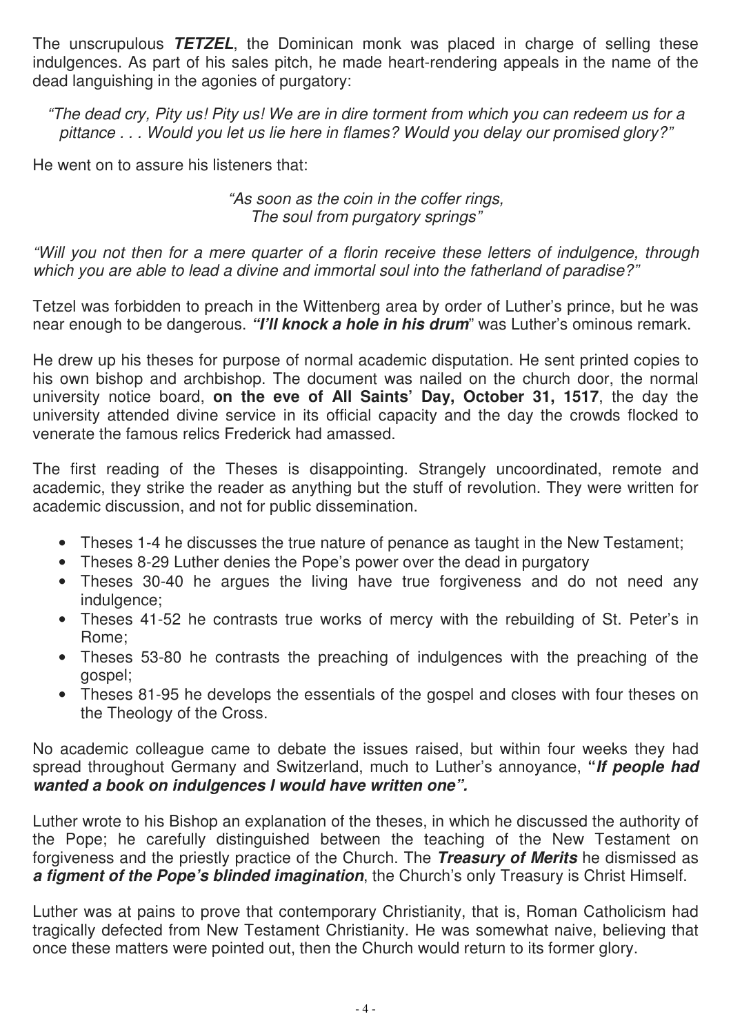The unscrupulous ***TETZEL***, the Dominican monk was placed in charge of selling these indulgences. As part of his sales pitch, he made heart-rendering appeals in the name of the dead languishing in the agonies of purgatory:

*"The dead cry, Pity us! Pity us! We are in dire torment from which you can redeem us for a pittance . . . Would you let us lie here in flames? Would you delay our promised glory?"*

He went on to assure his listeners that:

*"As soon as the coin in the coffer rings,*
*The soul from purgatory springs"*

*"Will you not then for a mere quarter of a florin receive these letters of indulgence, through which you are able to lead a divine and immortal soul into the fatherland of paradise?"*

Tetzel was forbidden to preach in the Wittenberg area by order of Luther's prince, but he was near enough to be dangerous. ***"I'll knock a hole in his drum***" was Luther's ominous remark.

He drew up his theses for purpose of normal academic disputation. He sent printed copies to his own bishop and archbishop. The document was nailed on the church door, the normal university notice board, **on the eve of All Saints' Day, October 31, 1517**, the day the university attended divine service in its official capacity and the day the crowds flocked to venerate the famous relics Frederick had amassed.

The first reading of the Theses is disappointing. Strangely uncoordinated, remote and academic, they strike the reader as anything but the stuff of revolution. They were written for academic discussion, and not for public dissemination.

- Theses 1-4 he discusses the true nature of penance as taught in the New Testament;
- Theses 8-29 Luther denies the Pope's power over the dead in purgatory
- Theses 30-40 he argues the living have true forgiveness and do not need any indulgence;
- Theses 41-52 he contrasts true works of mercy with the rebuilding of St. Peter's in Rome;
- Theses 53-80 he contrasts the preaching of indulgences with the preaching of the gospel;
- Theses 81-95 he develops the essentials of the gospel and closes with four theses on the Theology of the Cross.

No academic colleague came to debate the issues raised, but within four weeks they had spread throughout Germany and Switzerland, much to Luther's annoyance, **"*If people had wanted a book on indulgences I would have written one".***

Luther wrote to his Bishop an explanation of the theses, in which he discussed the authority of the Pope; he carefully distinguished between the teaching of the New Testament on forgiveness and the priestly practice of the Church. The ***Treasury of Merits*** he dismissed as ***a figment of the Pope's blinded imagination***, the Church's only Treasury is Christ Himself.

Luther was at pains to prove that contemporary Christianity, that is, Roman Catholicism had tragically defected from New Testament Christianity. He was somewhat naive, believing that once these matters were pointed out, then the Church would return to its former glory.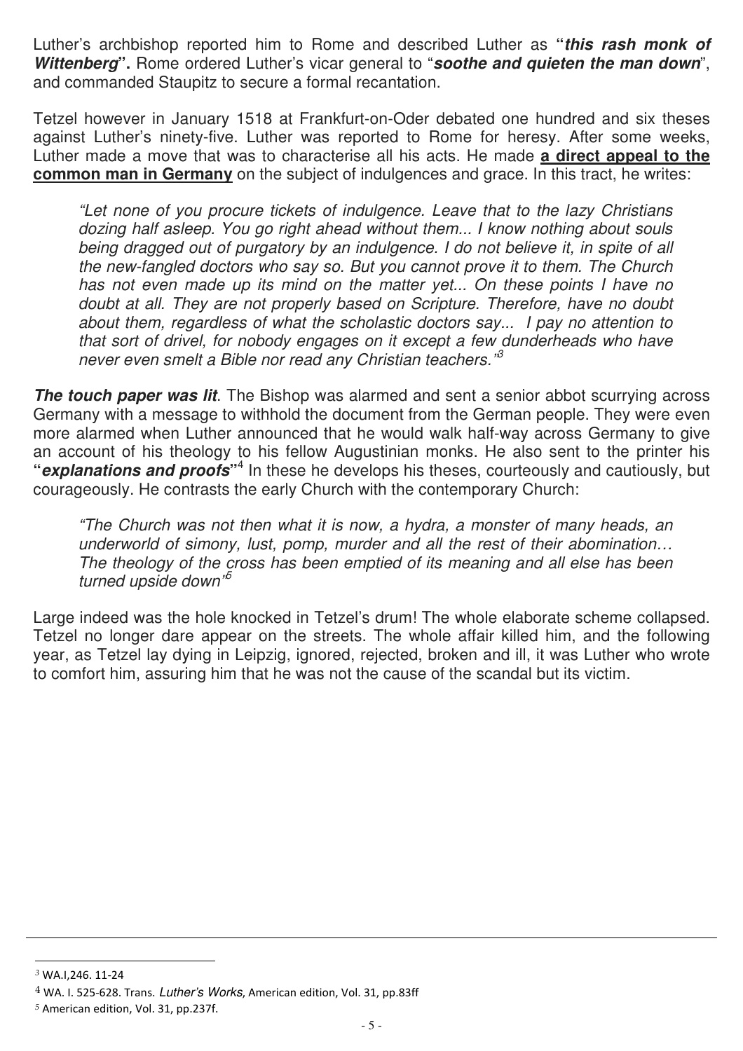Luther's archbishop reported him to Rome and described Luther as **"*this rash monk of Wittenberg*".** Rome ordered Luther's vicar general to "***soothe and quieten the man down***", and commanded Staupitz to secure a formal recantation.

Tetzel however in January 1518 at Frankfurt-on-Oder debated one hundred and six theses against Luther's ninety-five. Luther was reported to Rome for heresy. After some weeks, Luther made a move that was to characterise all his acts. He made **a direct appeal to the common man in Germany** on the subject of indulgences and grace. In this tract, he writes:

> *"Let none of you procure tickets of indulgence. Leave that to the lazy Christians dozing half asleep. You go right ahead without them... I know nothing about souls being dragged out of purgatory by an indulgence. I do not believe it, in spite of all the new-fangled doctors who say so. But you cannot prove it to them. The Church has not even made up its mind on the matter yet... On these points I have no doubt at all. They are not properly based on Scripture. Therefore, have no doubt about them, regardless of what the scholastic doctors say... I pay no attention to that sort of drivel, for nobody engages on it except a few dunderheads who have never even smelt a Bible nor read any Christian teachers."*[3]

***The touch paper was lit***. The Bishop was alarmed and sent a senior abbot scurrying across Germany with a message to withhold the document from the German people. They were even more alarmed when Luther announced that he would walk half-way across Germany to give an account of his theology to his fellow Augustinian monks. He also sent to the printer his **"*explanations and proofs*"**[4] In these he develops his theses, courteously and cautiously, but courageously. He contrasts the early Church with the contemporary Church:

> *"The Church was not then what it is now, a hydra, a monster of many heads, an underworld of simony, lust, pomp, murder and all the rest of their abomination… The theology of the cross has been emptied of its meaning and all else has been turned upside down"*[5]

Large indeed was the hole knocked in Tetzel's drum! The whole elaborate scheme collapsed. Tetzel no longer dare appear on the streets. The whole affair killed him, and the following year, as Tetzel lay dying in Leipzig, ignored, rejected, broken and ill, it was Luther who wrote to comfort him, assuring him that he was not the cause of the scandal but its victim.

---

[3] WA.I,246. 11-24

[4] WA. I. 525-628. Trans. *Luther's Works*, American edition, Vol. 31, pp.83ff

[5] American edition, Vol. 31, pp.237f.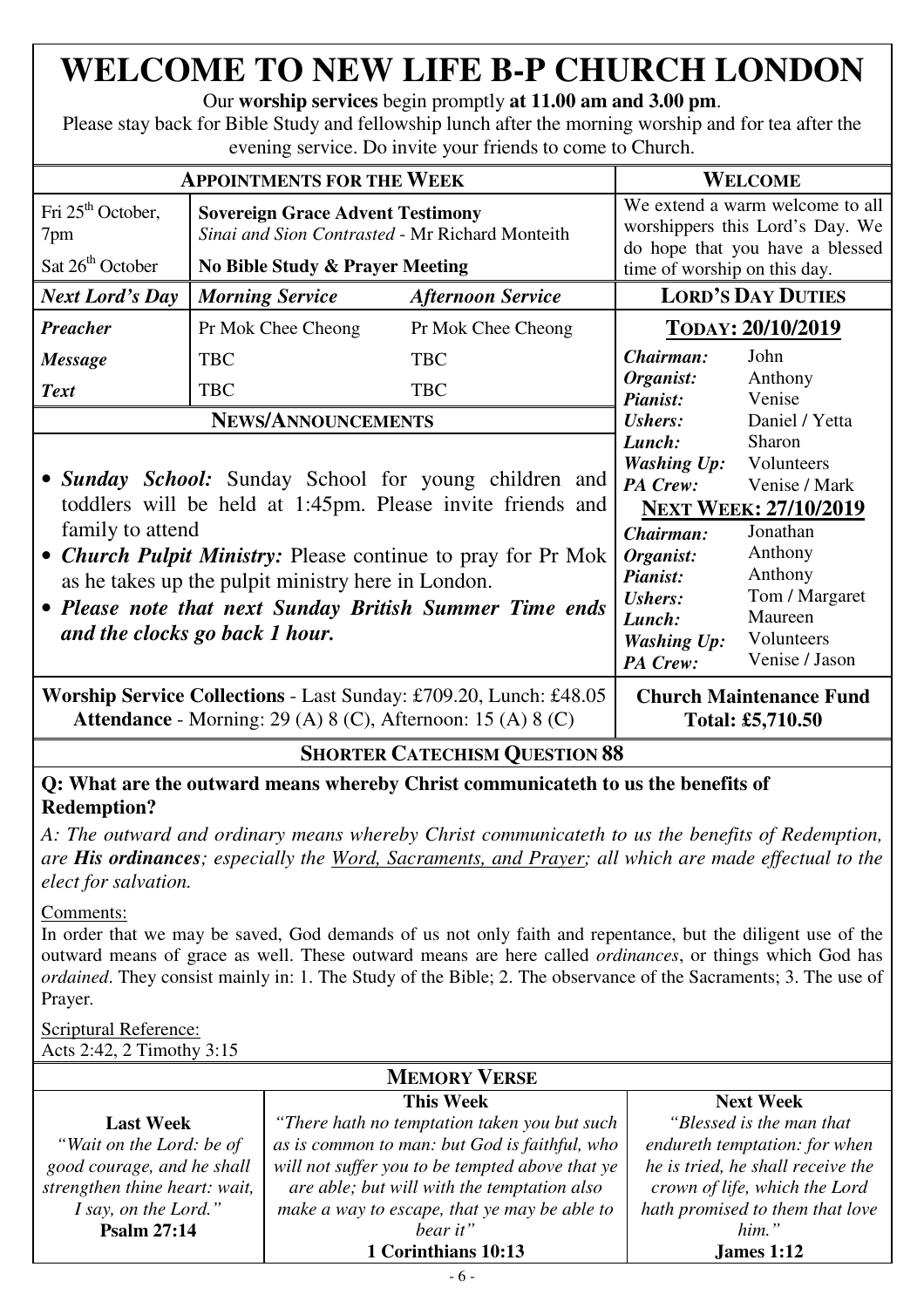# WELCOME TO NEW LIFE B-P CHURCH LONDON

Our **worship services** begin promptly **at 11.00 am and 3.00 pm**.

Please stay back for Bible Study and fellowship lunch after the morning worship and for tea after the evening service. Do invite your friends to come to Church.

## APPOINTMENTS FOR THE WEEK

| | |
|---|---|
| Fri 25th October, 7pm | **Sovereign Grace Advent Testimony** *Sinai and Sion Contrasted* - Mr Richard Monteith |
| Sat 26th October | **No Bible Study & Prayer Meeting** |

| ***Next Lord's Day*** | ***Morning Service*** | ***Afternoon Service*** |
|---|---|---|
| ***Preacher*** | Pr Mok Chee Cheong | Pr Mok Chee Cheong |
| ***Message*** | TBC | TBC |
| ***Text*** | TBC | TBC |

## WELCOME

We extend a warm welcome to all worshippers this Lord's Day. We do hope that you have a blessed time of worship on this day.

## LORD'S DAY DUTIES

**TODAY: 20/10/2019**

| | |
|---|---|
| ***Chairman:*** | John |
| ***Organist:*** | Anthony |
| ***Pianist:*** | Venise |
| ***Ushers:*** | Daniel / Yetta |
| ***Lunch:*** | Sharon |
| ***Washing Up:*** | Volunteers |
| ***PA Crew:*** | Venise / Mark |

**NEXT WEEK: 27/10/2019**

| | |
|---|---|
| ***Chairman:*** | Jonathan |
| ***Organist:*** | Anthony |
| ***Pianist:*** | Anthony |
| ***Ushers:*** | Tom / Margaret |
| ***Lunch:*** | Maureen |
| ***Washing Up:*** | Volunteers |
| ***PA Crew:*** | Venise / Jason |

## NEWS/ANNOUNCEMENTS

- ***Sunday School:*** Sunday School for young children and toddlers will be held at 1:45pm. Please invite friends and family to attend
- ***Church Pulpit Ministry:*** Please continue to pray for Pr Mok as he takes up the pulpit ministry here in London.
- ***Please note that next Sunday British Summer Time ends and the clocks go back 1 hour.***

**Worship Service Collections** - Last Sunday: £709.20, Lunch: £48.05
**Attendance** - Morning: 29 (A) 8 (C), Afternoon: 15 (A) 8 (C)

**Church Maintenance Fund**
**Total: £5,710.50**

## SHORTER CATECHISM QUESTION 88

**Q: What are the outward means whereby Christ communicateth to us the benefits of Redemption?**

*A: The outward and ordinary means whereby Christ communicateth to us the benefits of Redemption, are **His ordinances**; especially the Word, Sacraments, and Prayer; all which are made effectual to the elect for salvation.*

Comments:

In order that we may be saved, God demands of us not only faith and repentance, but the diligent use of the outward means of grace as well. These outward means are here called *ordinances*, or things which God has *ordained*. They consist mainly in: 1. The Study of the Bible; 2. The observance of the Sacraments; 3. The use of Prayer.

Scriptural Reference:
Acts 2:42, 2 Timothy 3:15

## MEMORY VERSE

| Last Week | This Week | Next Week |
|---|---|---|
| *"Wait on the Lord: be of good courage, and he shall strengthen thine heart: wait, I say, on the Lord."* **Psalm 27:14** | *"There hath no temptation taken you but such as is common to man: but God is faithful, who will not suffer you to be tempted above that ye are able; but will with the temptation also make a way to escape, that ye may be able to bear it"* **1 Corinthians 10:13** | *"Blessed is the man that endureth temptation: for when he is tried, he shall receive the crown of life, which the Lord hath promised to them that love him."* **James 1:12** |